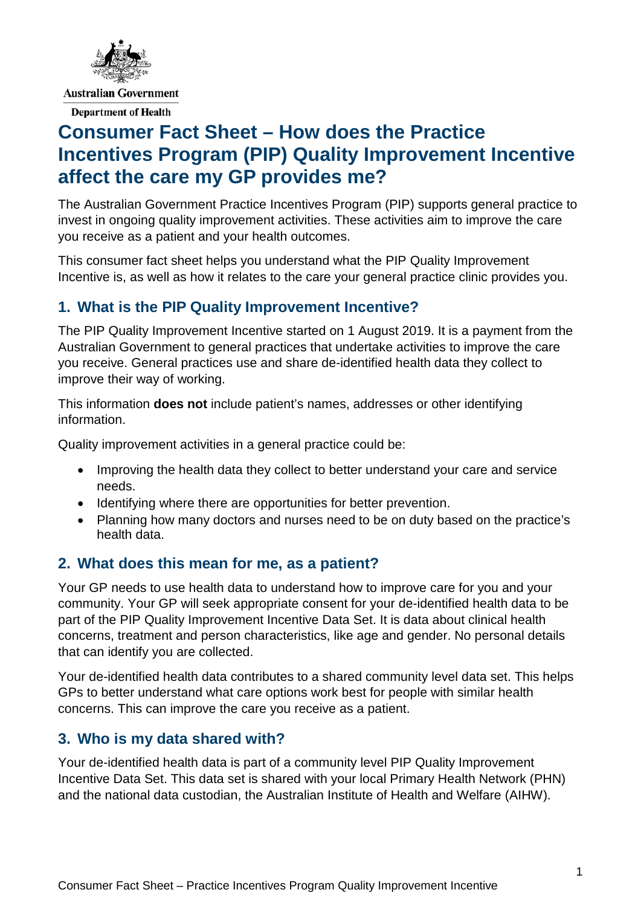Australian Government

Department of Health

# Consumer Fact Sheet – How does the Practice Incentives Program (PIP) Quality Improvement Incentive affect the care my GP provides me?

The Australian Government Practice Incentives Program (PIP) supports general practice to invest in ongoing quality improvement activities. These activities aim to improve the care you receive as a patient and your health outcomes.

This consumer fact sheet helps you understand what the PIP Quality Improvement Incentive is, as well as how it relates to the care your general practice clinic provides you.

## 1. What is the PIP Quality Improvement Incentive?

The PIP Quality Improvement Incentive started on 1 August 2019. It is a payment from the Australian Government to general practices that undertake activities to improve the care you receive. General practices use and share de-identified health data they collect to improve their way of working.

This information **does not** include patient's names, addresses or other identifying information.

Quality improvement activities in a general practice could be:

- Improving the health data they collect to better understand your care and service needs.
- Identifying where there are opportunities for better prevention.
- Planning how many doctors and nurses need to be on duty based on the practice's health data.

## 2. What does this mean for me, as a patient?

Your GP needs to use health data to understand how to improve care for you and your community. Your GP will seek appropriate consent for your de-identified health data to be part of the PIP Quality Improvement Incentive Data Set. It is data about clinical health concerns, treatment and person characteristics, like age and gender. No personal details that can identify you are collected.

Your de-identified health data contributes to a shared community level data set. This helps GPs to better understand what care options work best for people with similar health concerns. This can improve the care you receive as a patient.

## 3. Who is my data shared with?

Your de-identified health data is part of a community level PIP Quality Improvement Incentive Data Set. This data set is shared with your local Primary Health Network (PHN) and the national data custodian, the Australian Institute of Health and Welfare (AIHW).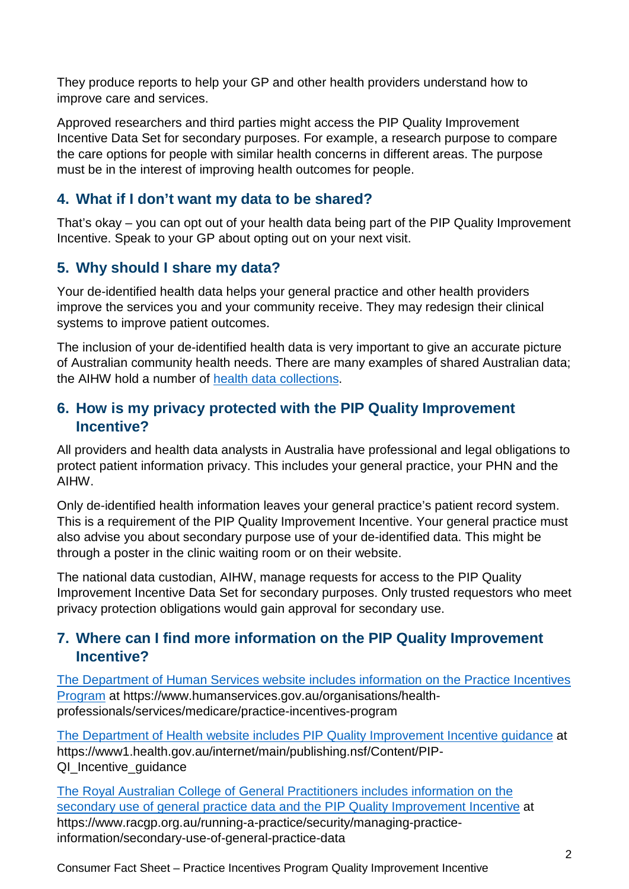They produce reports to help your GP and other health providers understand how to improve care and services.

Approved researchers and third parties might access the PIP Quality Improvement Incentive Data Set for secondary purposes. For example, a research purpose to compare the care options for people with similar health concerns in different areas. The purpose must be in the interest of improving health outcomes for people.

## 4. What if I don't want my data to be shared?

That's okay – you can opt out of your health data being part of the PIP Quality Improvement Incentive. Speak to your GP about opting out on your next visit.

## 5. Why should I share my data?

Your de-identified health data helps your general practice and other health providers improve the services you and your community receive. They may redesign their clinical systems to improve patient outcomes.

The inclusion of your de-identified health data is very important to give an accurate picture of Australian community health needs. There are many examples of shared Australian data; the AIHW hold a number of health data collections.

## 6. How is my privacy protected with the PIP Quality Improvement Incentive?

All providers and health data analysts in Australia have professional and legal obligations to protect patient information privacy. This includes your general practice, your PHN and the AIHW.

Only de-identified health information leaves your general practice's patient record system. This is a requirement of the PIP Quality Improvement Incentive. Your general practice must also advise you about secondary purpose use of your de-identified data. This might be through a poster in the clinic waiting room or on their website.

The national data custodian, AIHW, manage requests for access to the PIP Quality Improvement Incentive Data Set for secondary purposes. Only trusted requestors who meet privacy protection obligations would gain approval for secondary use.

## 7. Where can I find more information on the PIP Quality Improvement Incentive?

The Department of Human Services website includes information on the Practice Incentives Program at https://www.humanservices.gov.au/organisations/health-professionals/services/medicare/practice-incentives-program

The Department of Health website includes PIP Quality Improvement Incentive guidance at https://www1.health.gov.au/internet/main/publishing.nsf/Content/PIP-QI_Incentive_guidance

The Royal Australian College of General Practitioners includes information on the secondary use of general practice data and the PIP Quality Improvement Incentive at https://www.racgp.org.au/running-a-practice/security/managing-practice-information/secondary-use-of-general-practice-data